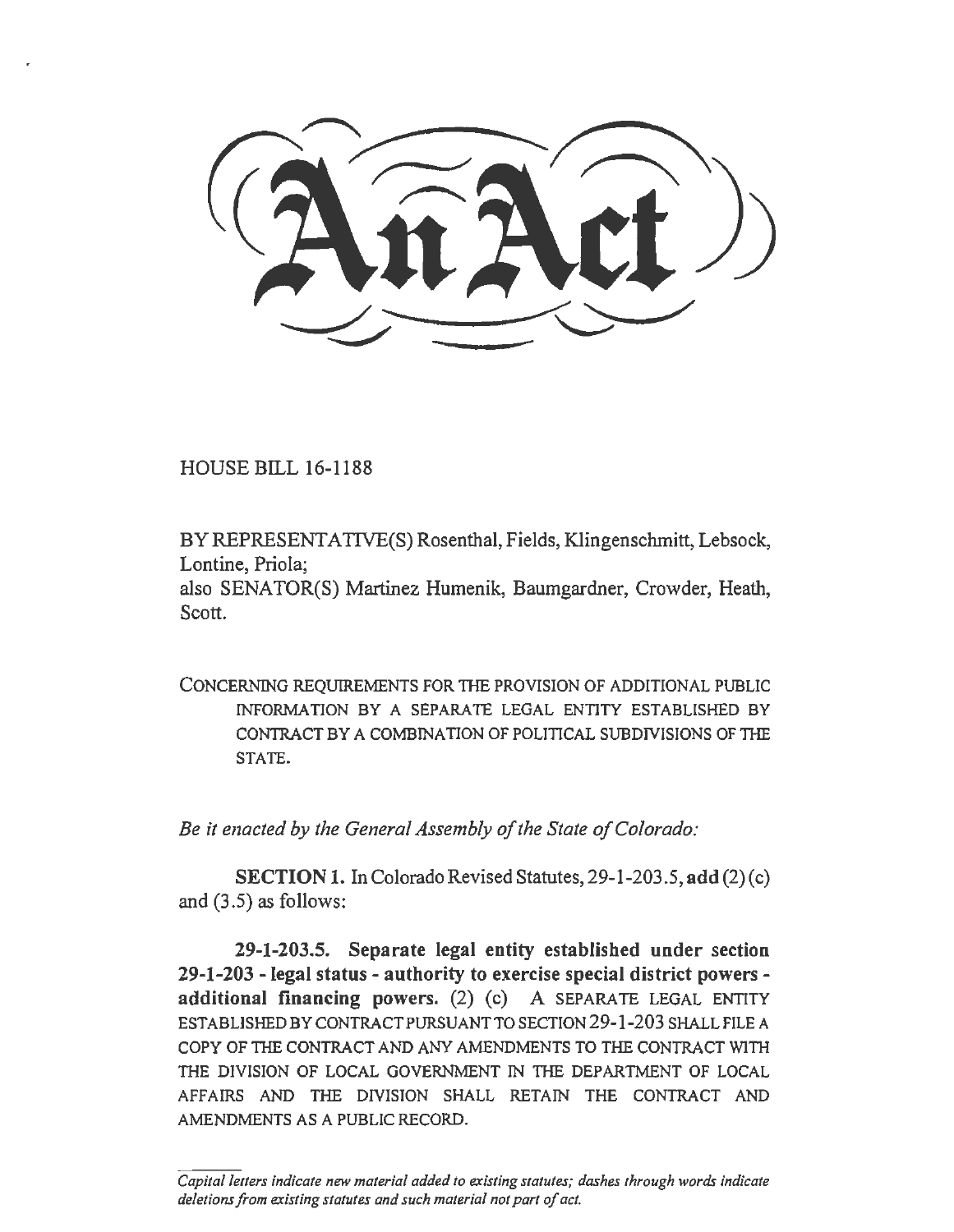# An Act

HOUSE BILL 16-1188

BY REPRESENTATIVE(S) Rosenthal, Fields, Klingenschmitt, Lebsock, Lontine, Priola;
also SENATOR(S) Martinez Humenik, Baumgardner, Crowder, Heath, Scott.

CONCERNING REQUIREMENTS FOR THE PROVISION OF ADDITIONAL PUBLIC INFORMATION BY A SEPARATE LEGAL ENTITY ESTABLISHED BY CONTRACT BY A COMBINATION OF POLITICAL SUBDIVISIONS OF THE STATE.

*Be it enacted by the General Assembly of the State of Colorado:*

**SECTION 1.** In Colorado Revised Statutes, 29-1-203.5, **add** (2) (c) and (3.5) as follows:

**29-1-203.5. Separate legal entity established under section 29-1-203 - legal status - authority to exercise special district powers - additional financing powers.** (2) (c) A SEPARATE LEGAL ENTITY ESTABLISHED BY CONTRACT PURSUANT TO SECTION 29-1-203 SHALL FILE A COPY OF THE CONTRACT AND ANY AMENDMENTS TO THE CONTRACT WITH THE DIVISION OF LOCAL GOVERNMENT IN THE DEPARTMENT OF LOCAL AFFAIRS AND THE DIVISION SHALL RETAIN THE CONTRACT AND AMENDMENTS AS A PUBLIC RECORD.

*Capital letters indicate new material added to existing statutes; dashes through words indicate deletions from existing statutes and such material not part of act.*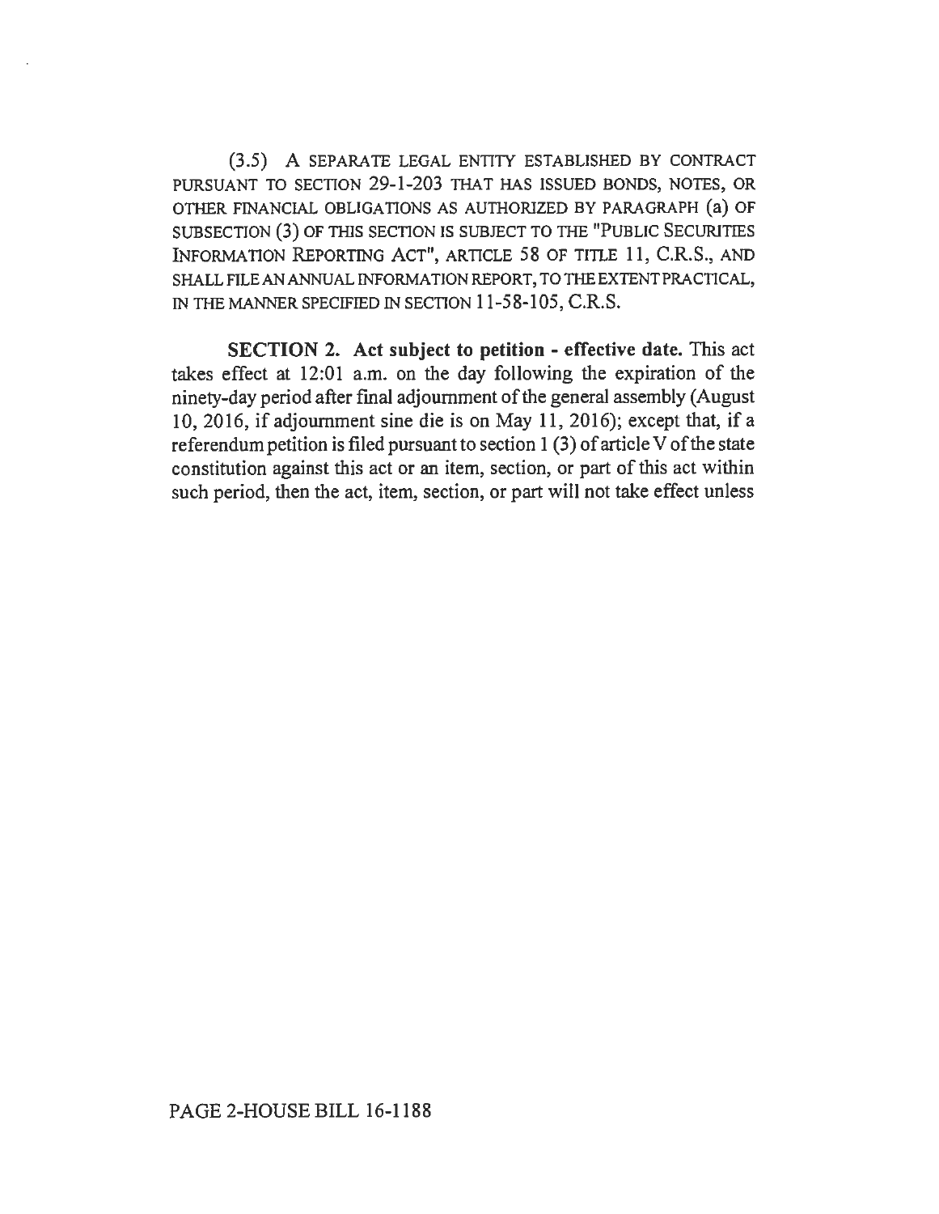(3.5) A SEPARATE LEGAL ENTITY ESTABLISHED BY CONTRACT PURSUANT TO SECTION 29-1-203 THAT HAS ISSUED BONDS, NOTES, OR OTHER FINANCIAL OBLIGATIONS AS AUTHORIZED BY PARAGRAPH (a) OF SUBSECTION (3) OF THIS SECTION IS SUBJECT TO THE "PUBLIC SECURITIES INFORMATION REPORTING ACT", ARTICLE 58 OF TITLE 11, C.R.S., AND SHALL FILE AN ANNUAL INFORMATION REPORT, TO THE EXTENT PRACTICAL, IN THE MANNER SPECIFIED IN SECTION 11-58-105, C.R.S.

**SECTION 2. Act subject to petition - effective date.** This act takes effect at 12:01 a.m. on the day following the expiration of the ninety-day period after final adjournment of the general assembly (August 10, 2016, if adjournment sine die is on May 11, 2016); except that, if a referendum petition is filed pursuant to section 1 (3) of article V of the state constitution against this act or an item, section, or part of this act within such period, then the act, item, section, or part will not take effect unless

PAGE 2-HOUSE BILL 16-1188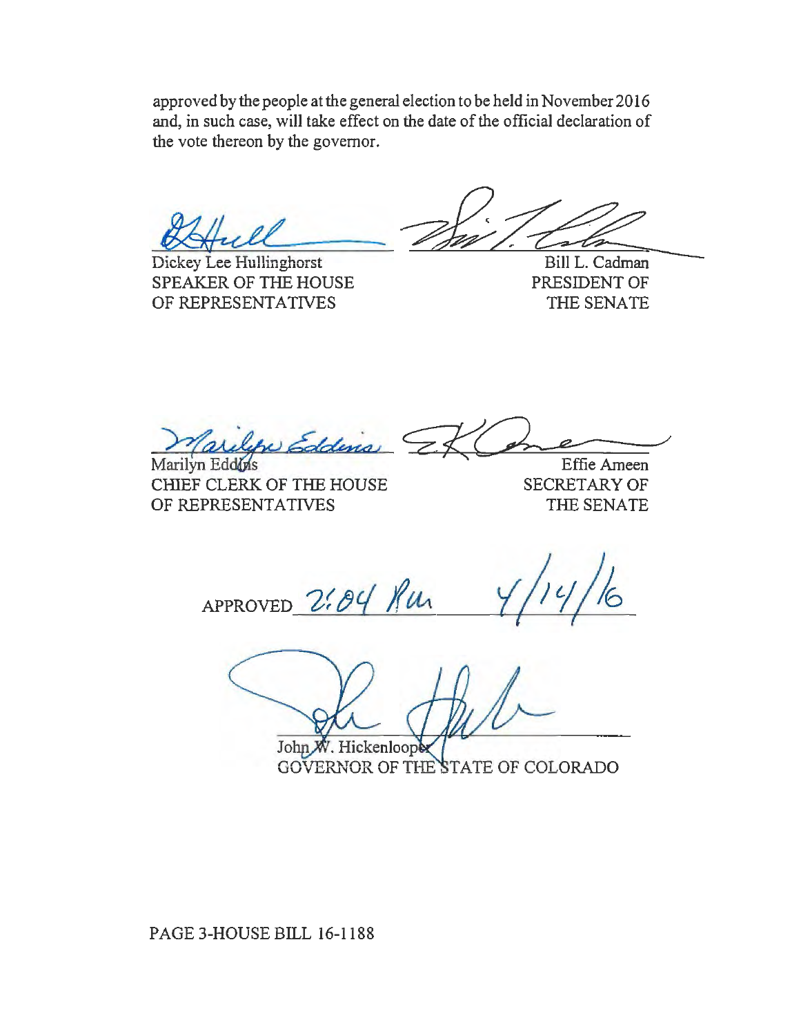approved by the people at the general election to be held in November 2016 and, in such case, will take effect on the date of the official declaration of the vote thereon by the governor.

| | |
|---|---|
| Dickey Lee Hullinghorst | Bill L. Cadman |
| SPEAKER OF THE HOUSE OF REPRESENTATIVES | PRESIDENT OF THE SENATE |

| | |
|---|---|
| Marilyn Eddins | Effie Ameen |
| CHIEF CLERK OF THE HOUSE OF REPRESENTATIVES | SECRETARY OF THE SENATE |

APPROVED 2:04 PM 4/14/16

John W. Hickenlooper
GOVERNOR OF THE STATE OF COLORADO

PAGE 3-HOUSE BILL 16-1188